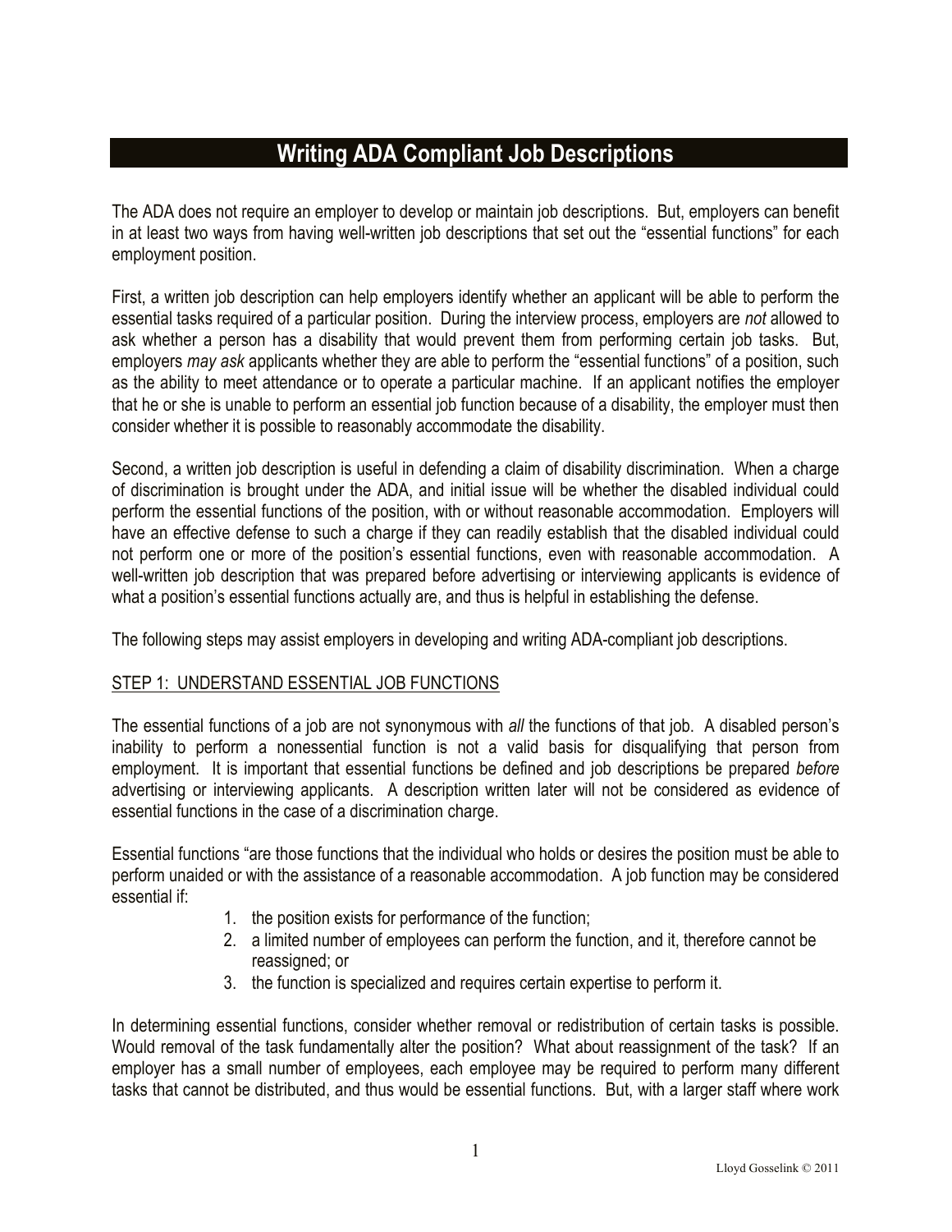# Writing ADA Compliant Job Descriptions

The ADA does not require an employer to develop or maintain job descriptions. But, employers can benefit in at least two ways from having well-written job descriptions that set out the "essential functions" for each employment position.

First, a written job description can help employers identify whether an applicant will be able to perform the essential tasks required of a particular position. During the interview process, employers are *not* allowed to ask whether a person has a disability that would prevent them from performing certain job tasks. But, employers *may ask* applicants whether they are able to perform the "essential functions" of a position, such as the ability to meet attendance or to operate a particular machine. If an applicant notifies the employer that he or she is unable to perform an essential job function because of a disability, the employer must then consider whether it is possible to reasonably accommodate the disability.

Second, a written job description is useful in defending a claim of disability discrimination. When a charge of discrimination is brought under the ADA, and initial issue will be whether the disabled individual could perform the essential functions of the position, with or without reasonable accommodation. Employers will have an effective defense to such a charge if they can readily establish that the disabled individual could not perform one or more of the position's essential functions, even with reasonable accommodation. A well-written job description that was prepared before advertising or interviewing applicants is evidence of what a position's essential functions actually are, and thus is helpful in establishing the defense.

The following steps may assist employers in developing and writing ADA-compliant job descriptions.

## STEP 1: UNDERSTAND ESSENTIAL JOB FUNCTIONS

The essential functions of a job are not synonymous with *all* the functions of that job. A disabled person's inability to perform a nonessential function is not a valid basis for disqualifying that person from employment. It is important that essential functions be defined and job descriptions be prepared *before* advertising or interviewing applicants. A description written later will not be considered as evidence of essential functions in the case of a discrimination charge.

Essential functions "are those functions that the individual who holds or desires the position must be able to perform unaided or with the assistance of a reasonable accommodation. A job function may be considered essential if:

1. the position exists for performance of the function;
2. a limited number of employees can perform the function, and it, therefore cannot be reassigned; or
3. the function is specialized and requires certain expertise to perform it.

In determining essential functions, consider whether removal or redistribution of certain tasks is possible. Would removal of the task fundamentally alter the position? What about reassignment of the task? If an employer has a small number of employees, each employee may be required to perform many different tasks that cannot be distributed, and thus would be essential functions. But, with a larger staff where work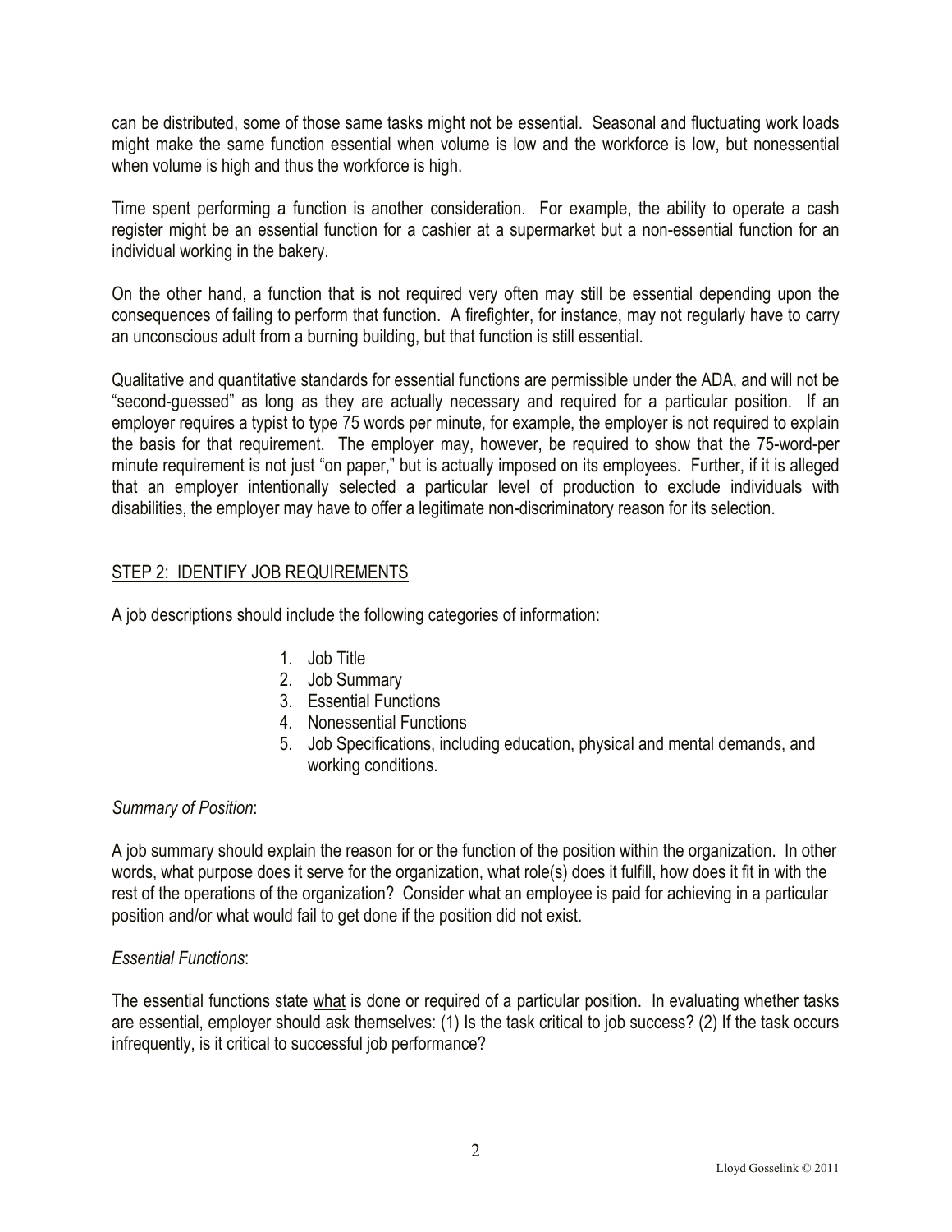can be distributed, some of those same tasks might not be essential. Seasonal and fluctuating work loads might make the same function essential when volume is low and the workforce is low, but nonessential when volume is high and thus the workforce is high.

Time spent performing a function is another consideration. For example, the ability to operate a cash register might be an essential function for a cashier at a supermarket but a non-essential function for an individual working in the bakery.

On the other hand, a function that is not required very often may still be essential depending upon the consequences of failing to perform that function. A firefighter, for instance, may not regularly have to carry an unconscious adult from a burning building, but that function is still essential.

Qualitative and quantitative standards for essential functions are permissible under the ADA, and will not be "second-guessed" as long as they are actually necessary and required for a particular position. If an employer requires a typist to type 75 words per minute, for example, the employer is not required to explain the basis for that requirement. The employer may, however, be required to show that the 75-word-per minute requirement is not just "on paper," but is actually imposed on its employees. Further, if it is alleged that an employer intentionally selected a particular level of production to exclude individuals with disabilities, the employer may have to offer a legitimate non-discriminatory reason for its selection.

## STEP 2: IDENTIFY JOB REQUIREMENTS

A job descriptions should include the following categories of information:

1. Job Title
2. Job Summary
3. Essential Functions
4. Nonessential Functions
5. Job Specifications, including education, physical and mental demands, and working conditions.

*Summary of Position*:

A job summary should explain the reason for or the function of the position within the organization. In other words, what purpose does it serve for the organization, what role(s) does it fulfill, how does it fit in with the rest of the operations of the organization? Consider what an employee is paid for achieving in a particular position and/or what would fail to get done if the position did not exist.

*Essential Functions*:

The essential functions state <u>what</u> is done or required of a particular position. In evaluating whether tasks are essential, employer should ask themselves: (1) Is the task critical to job success? (2) If the task occurs infrequently, is it critical to successful job performance?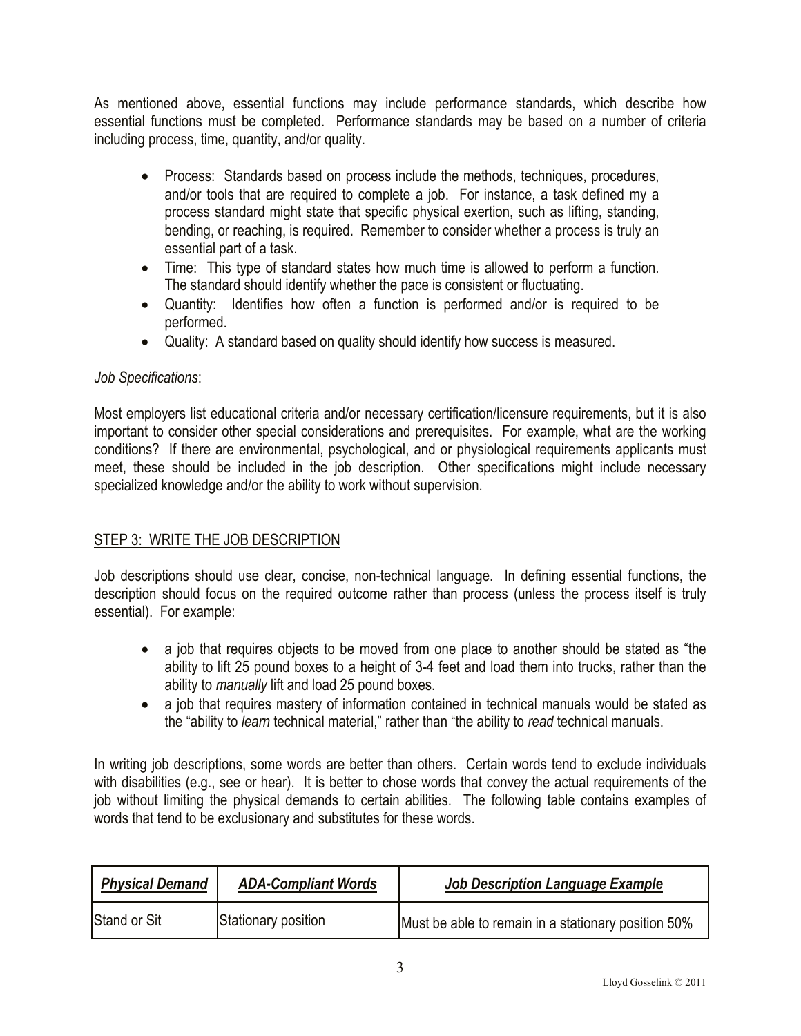As mentioned above, essential functions may include performance standards, which describe how essential functions must be completed. Performance standards may be based on a number of criteria including process, time, quantity, and/or quality.

- Process: Standards based on process include the methods, techniques, procedures, and/or tools that are required to complete a job. For instance, a task defined my a process standard might state that specific physical exertion, such as lifting, standing, bending, or reaching, is required. Remember to consider whether a process is truly an essential part of a task.
- Time: This type of standard states how much time is allowed to perform a function. The standard should identify whether the pace is consistent or fluctuating.
- Quantity: Identifies how often a function is performed and/or is required to be performed.
- Quality: A standard based on quality should identify how success is measured.

*Job Specifications*:

Most employers list educational criteria and/or necessary certification/licensure requirements, but it is also important to consider other special considerations and prerequisites. For example, what are the working conditions? If there are environmental, psychological, and or physiological requirements applicants must meet, these should be included in the job description. Other specifications might include necessary specialized knowledge and/or the ability to work without supervision.

## STEP 3: WRITE THE JOB DESCRIPTION

Job descriptions should use clear, concise, non-technical language. In defining essential functions, the description should focus on the required outcome rather than process (unless the process itself is truly essential). For example:

- a job that requires objects to be moved from one place to another should be stated as "the ability to lift 25 pound boxes to a height of 3-4 feet and load them into trucks, rather than the ability to *manually* lift and load 25 pound boxes.
- a job that requires mastery of information contained in technical manuals would be stated as the "ability to *learn* technical material," rather than "the ability to *read* technical manuals.

In writing job descriptions, some words are better than others. Certain words tend to exclude individuals with disabilities (e.g., see or hear). It is better to chose words that convey the actual requirements of the job without limiting the physical demands to certain abilities. The following table contains examples of words that tend to be exclusionary and substitutes for these words.

| ***Physical Demand*** | ***ADA-Compliant Words*** | ***Job Description Language Example*** |
|---|---|---|
| Stand or Sit | Stationary position | Must be able to remain in a stationary position 50% |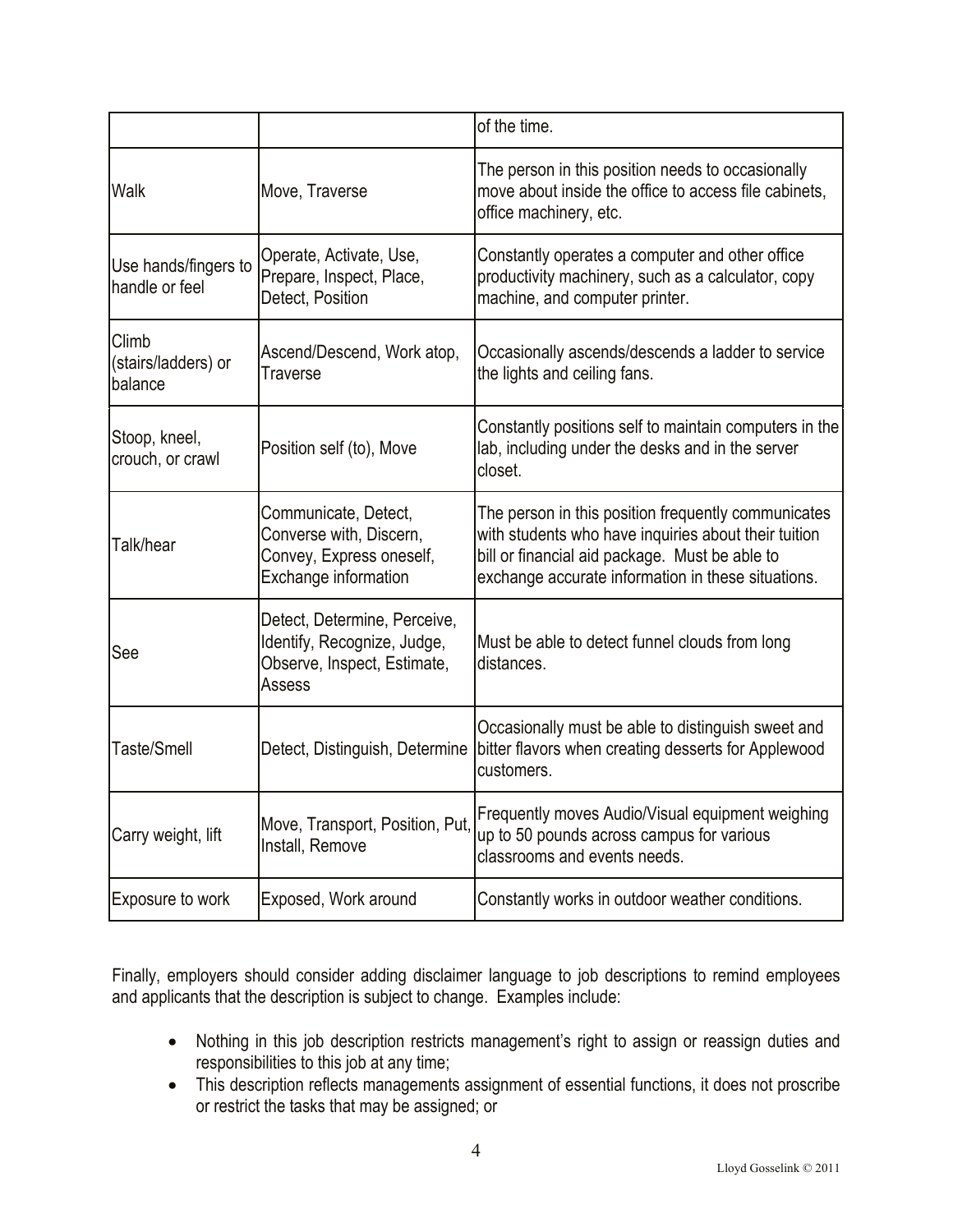| | | of the time. |
|---|---|---|
| Walk | Move, Traverse | The person in this position needs to occasionally move about inside the office to access file cabinets, office machinery, etc. |
| Use hands/fingers to handle or feel | Operate, Activate, Use, Prepare, Inspect, Place, Detect, Position | Constantly operates a computer and other office productivity machinery, such as a calculator, copy machine, and computer printer. |
| Climb (stairs/ladders) or balance | Ascend/Descend, Work atop, Traverse | Occasionally ascends/descends a ladder to service the lights and ceiling fans. |
| Stoop, kneel, crouch, or crawl | Position self (to), Move | Constantly positions self to maintain computers in the lab, including under the desks and in the server closet. |
| Talk/hear | Communicate, Detect, Converse with, Discern, Convey, Express oneself, Exchange information | The person in this position frequently communicates with students who have inquiries about their tuition bill or financial aid package. Must be able to exchange accurate information in these situations. |
| See | Detect, Determine, Perceive, Identify, Recognize, Judge, Observe, Inspect, Estimate, Assess | Must be able to detect funnel clouds from long distances. |
| Taste/Smell | Detect, Distinguish, Determine | Occasionally must be able to distinguish sweet and bitter flavors when creating desserts for Applewood customers. |
| Carry weight, lift | Move, Transport, Position, Put, Install, Remove | Frequently moves Audio/Visual equipment weighing up to 50 pounds across campus for various classrooms and events needs. |
| Exposure to work | Exposed, Work around | Constantly works in outdoor weather conditions. |

Finally, employers should consider adding disclaimer language to job descriptions to remind employees and applicants that the description is subject to change. Examples include:

- Nothing in this job description restricts management's right to assign or reassign duties and responsibilities to this job at any time;
- This description reflects managements assignment of essential functions, it does not proscribe or restrict the tasks that may be assigned; or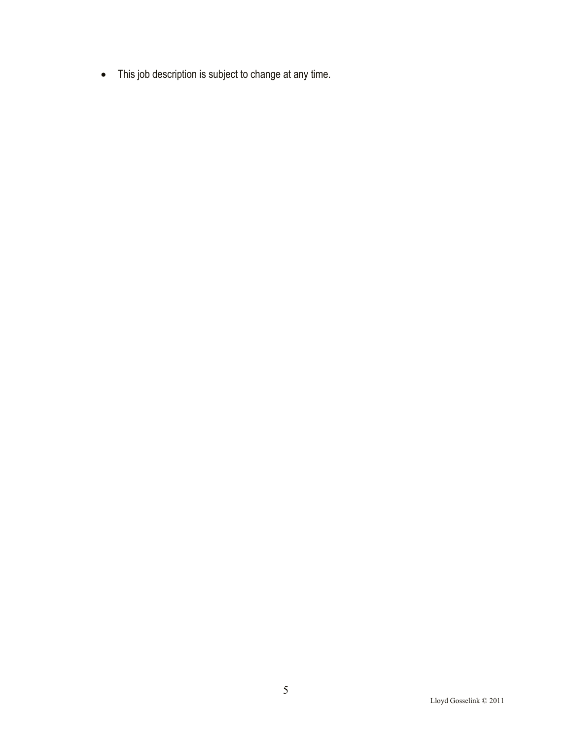- This job description is subject to change at any time.